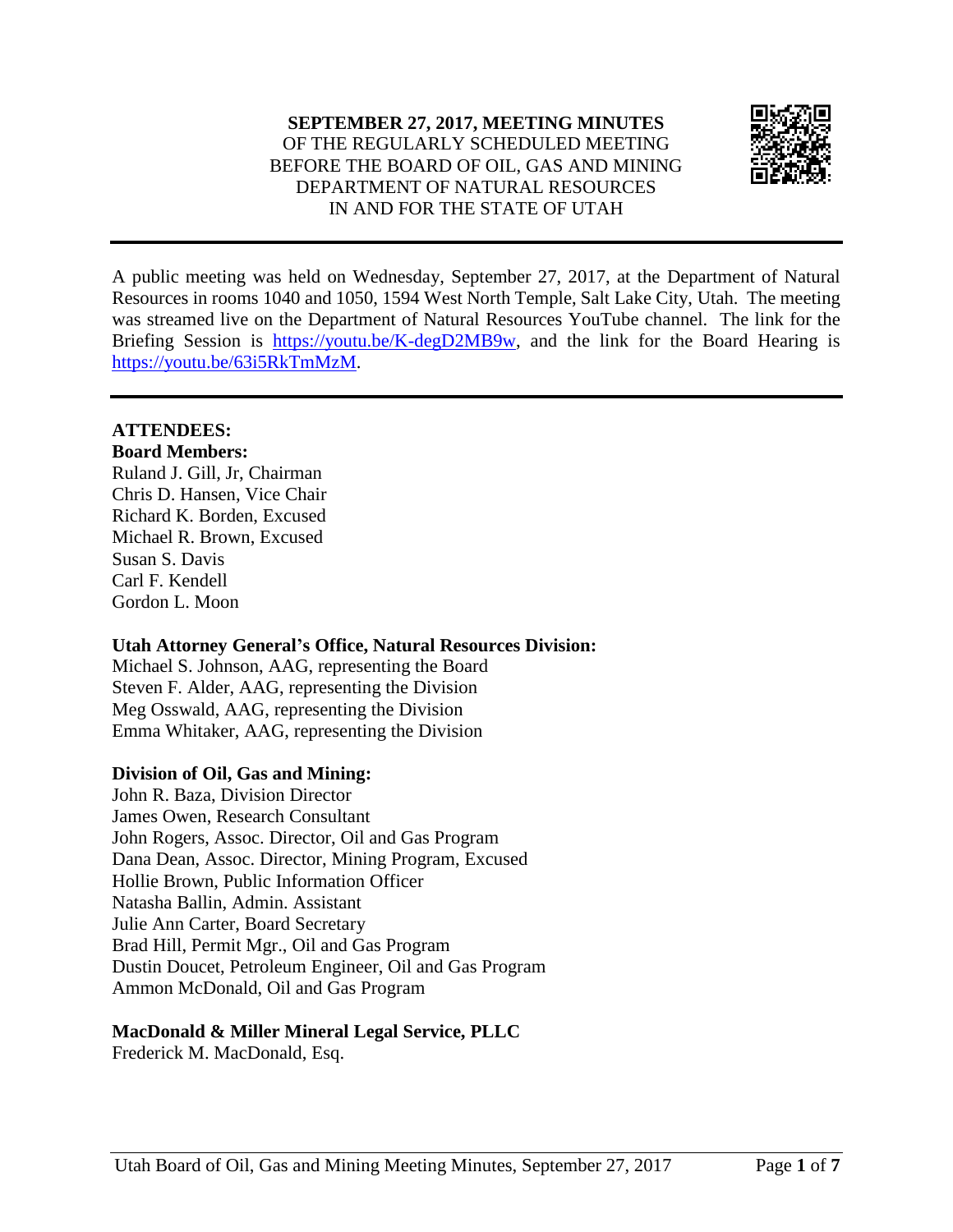**SEPTEMBER 27, 2017, MEETING MINUTES**
OF THE REGULARLY SCHEDULED MEETING
BEFORE THE BOARD OF OIL, GAS AND MINING
DEPARTMENT OF NATURAL RESOURCES
IN AND FOR THE STATE OF UTAH

---

A public meeting was held on Wednesday, September 27, 2017, at the Department of Natural Resources in rooms 1040 and 1050, 1594 West North Temple, Salt Lake City, Utah. The meeting was streamed live on the Department of Natural Resources YouTube channel. The link for the Briefing Session is https://youtu.be/K-degD2MB9w, and the link for the Board Hearing is https://youtu.be/63i5RkTmMzM.

---

**ATTENDEES:**

**Board Members:**
Ruland J. Gill, Jr, Chairman
Chris D. Hansen, Vice Chair
Richard K. Borden, Excused
Michael R. Brown, Excused
Susan S. Davis
Carl F. Kendell
Gordon L. Moon

**Utah Attorney General's Office, Natural Resources Division:**
Michael S. Johnson, AAG, representing the Board
Steven F. Alder, AAG, representing the Division
Meg Osswald, AAG, representing the Division
Emma Whitaker, AAG, representing the Division

**Division of Oil, Gas and Mining:**
John R. Baza, Division Director
James Owen, Research Consultant
John Rogers, Assoc. Director, Oil and Gas Program
Dana Dean, Assoc. Director, Mining Program, Excused
Hollie Brown, Public Information Officer
Natasha Ballin, Admin. Assistant
Julie Ann Carter, Board Secretary
Brad Hill, Permit Mgr., Oil and Gas Program
Dustin Doucet, Petroleum Engineer, Oil and Gas Program
Ammon McDonald, Oil and Gas Program

**MacDonald & Miller Mineral Legal Service, PLLC**
Frederick M. MacDonald, Esq.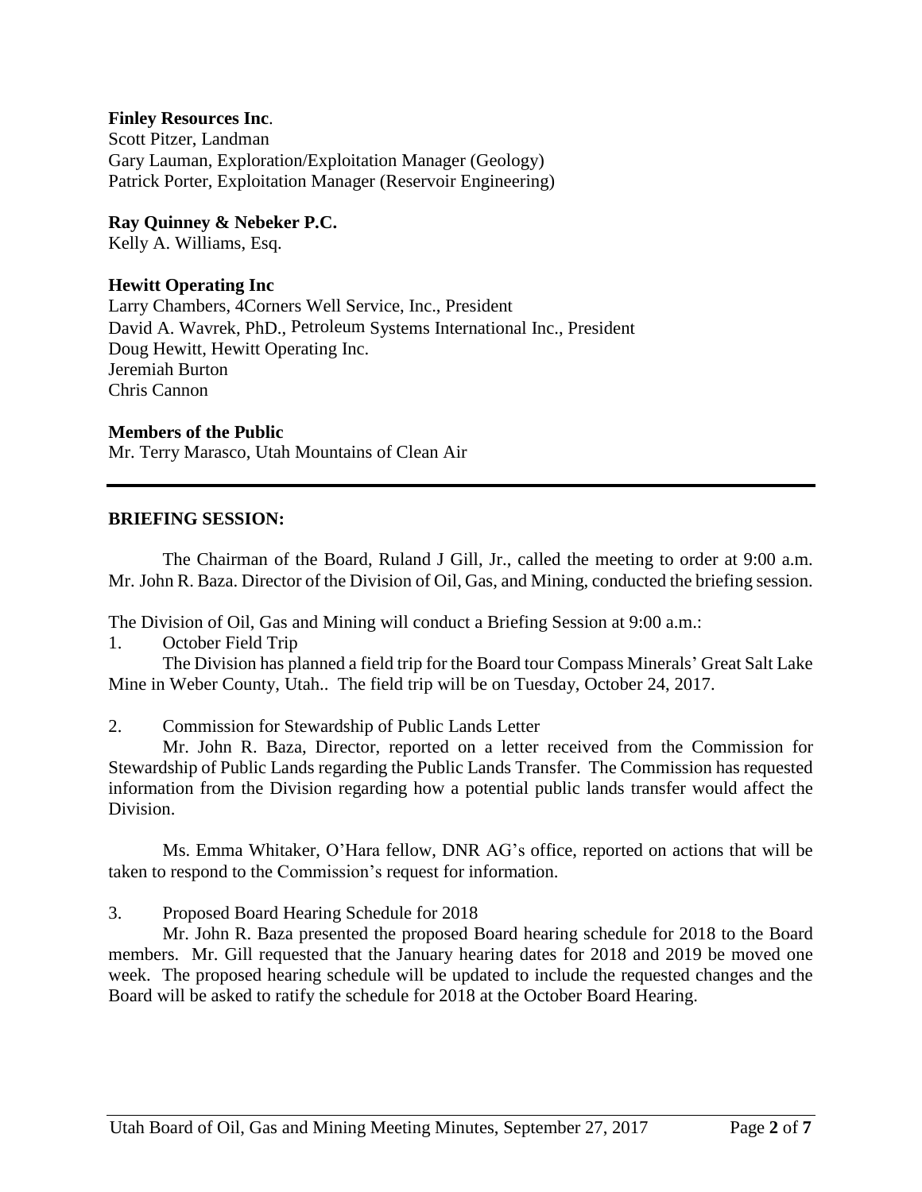**Finley Resources Inc**.
Scott Pitzer, Landman
Gary Lauman, Exploration/Exploitation Manager (Geology)
Patrick Porter, Exploitation Manager (Reservoir Engineering)

**Ray Quinney & Nebeker P.C.**
Kelly A. Williams, Esq.

**Hewitt Operating Inc**
Larry Chambers, 4Corners Well Service, Inc., President
David A. Wavrek, PhD., Petroleum Systems International Inc., President
Doug Hewitt, Hewitt Operating Inc.
Jeremiah Burton
Chris Cannon

**Members of the Public**
Mr. Terry Marasco, Utah Mountains of Clean Air

---

**BRIEFING SESSION:**

The Chairman of the Board, Ruland J Gill, Jr., called the meeting to order at 9:00 a.m. Mr. John R. Baza. Director of the Division of Oil, Gas, and Mining, conducted the briefing session.

The Division of Oil, Gas and Mining will conduct a Briefing Session at 9:00 a.m.:

1. October Field Trip

The Division has planned a field trip for the Board tour Compass Minerals' Great Salt Lake Mine in Weber County, Utah.. The field trip will be on Tuesday, October 24, 2017.

2. Commission for Stewardship of Public Lands Letter

Mr. John R. Baza, Director, reported on a letter received from the Commission for Stewardship of Public Lands regarding the Public Lands Transfer. The Commission has requested information from the Division regarding how a potential public lands transfer would affect the Division.

Ms. Emma Whitaker, O'Hara fellow, DNR AG's office, reported on actions that will be taken to respond to the Commission's request for information.

3. Proposed Board Hearing Schedule for 2018

Mr. John R. Baza presented the proposed Board hearing schedule for 2018 to the Board members. Mr. Gill requested that the January hearing dates for 2018 and 2019 be moved one week. The proposed hearing schedule will be updated to include the requested changes and the Board will be asked to ratify the schedule for 2018 at the October Board Hearing.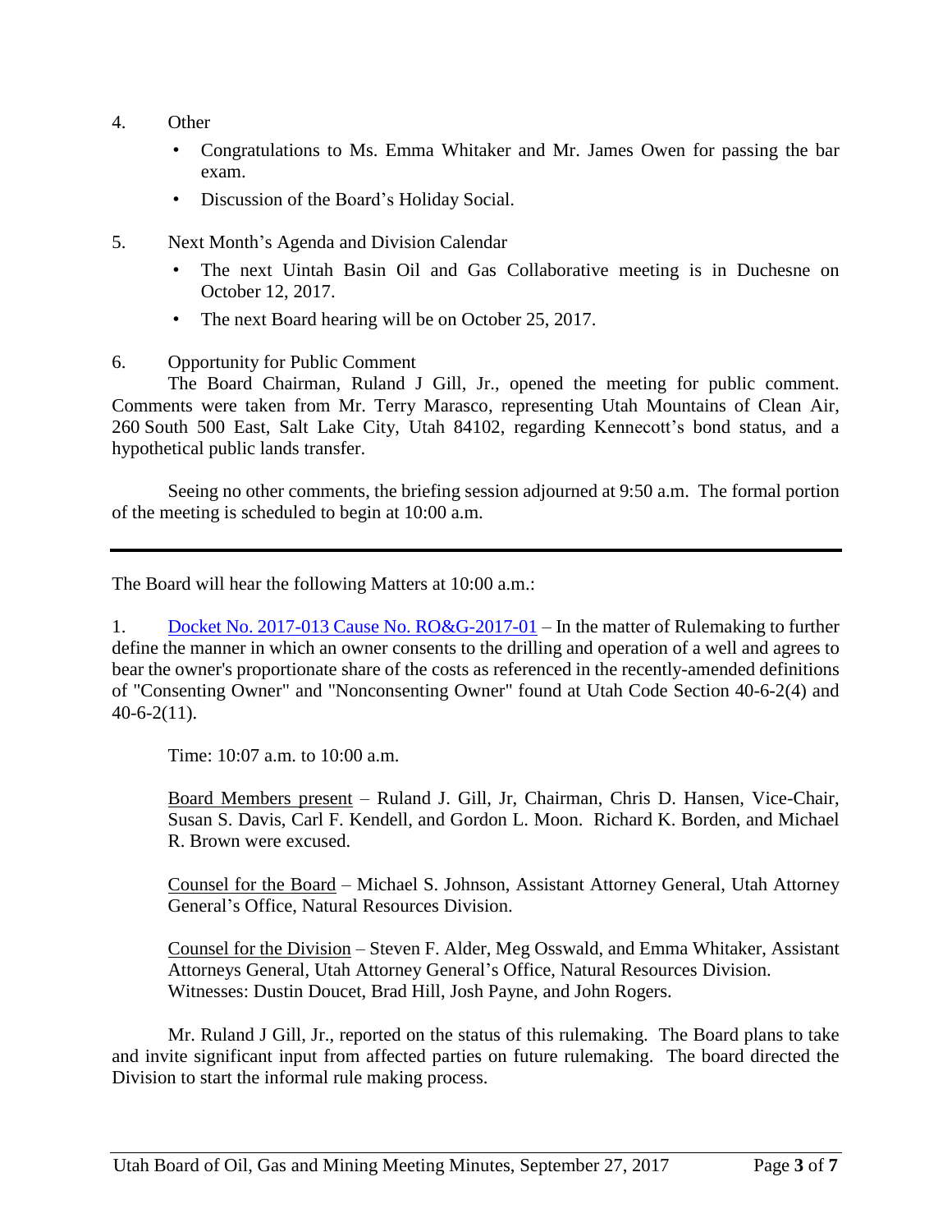4. Other
   - Congratulations to Ms. Emma Whitaker and Mr. James Owen for passing the bar exam.
   - Discussion of the Board's Holiday Social.

5. Next Month's Agenda and Division Calendar
   - The next Uintah Basin Oil and Gas Collaborative meeting is in Duchesne on October 12, 2017.
   - The next Board hearing will be on October 25, 2017.

6. Opportunity for Public Comment

The Board Chairman, Ruland J Gill, Jr., opened the meeting for public comment. Comments were taken from Mr. Terry Marasco, representing Utah Mountains of Clean Air, 260 South 500 East, Salt Lake City, Utah 84102, regarding Kennecott's bond status, and a hypothetical public lands transfer.

Seeing no other comments, the briefing session adjourned at 9:50 a.m. The formal portion of the meeting is scheduled to begin at 10:00 a.m.

---

The Board will hear the following Matters at 10:00 a.m.:

1. Docket No. 2017-013 Cause No. RO&G-2017-01 – In the matter of Rulemaking to further define the manner in which an owner consents to the drilling and operation of a well and agrees to bear the owner's proportionate share of the costs as referenced in the recently-amended definitions of "Consenting Owner" and "Nonconsenting Owner" found at Utah Code Section 40-6-2(4) and 40-6-2(11).

Time: 10:07 a.m. to 10:00 a.m.

Board Members present – Ruland J. Gill, Jr, Chairman, Chris D. Hansen, Vice-Chair, Susan S. Davis, Carl F. Kendell, and Gordon L. Moon. Richard K. Borden, and Michael R. Brown were excused.

Counsel for the Board – Michael S. Johnson, Assistant Attorney General, Utah Attorney General's Office, Natural Resources Division.

Counsel for the Division – Steven F. Alder, Meg Osswald, and Emma Whitaker, Assistant Attorneys General, Utah Attorney General's Office, Natural Resources Division.
Witnesses: Dustin Doucet, Brad Hill, Josh Payne, and John Rogers.

Mr. Ruland J Gill, Jr., reported on the status of this rulemaking. The Board plans to take and invite significant input from affected parties on future rulemaking. The board directed the Division to start the informal rule making process.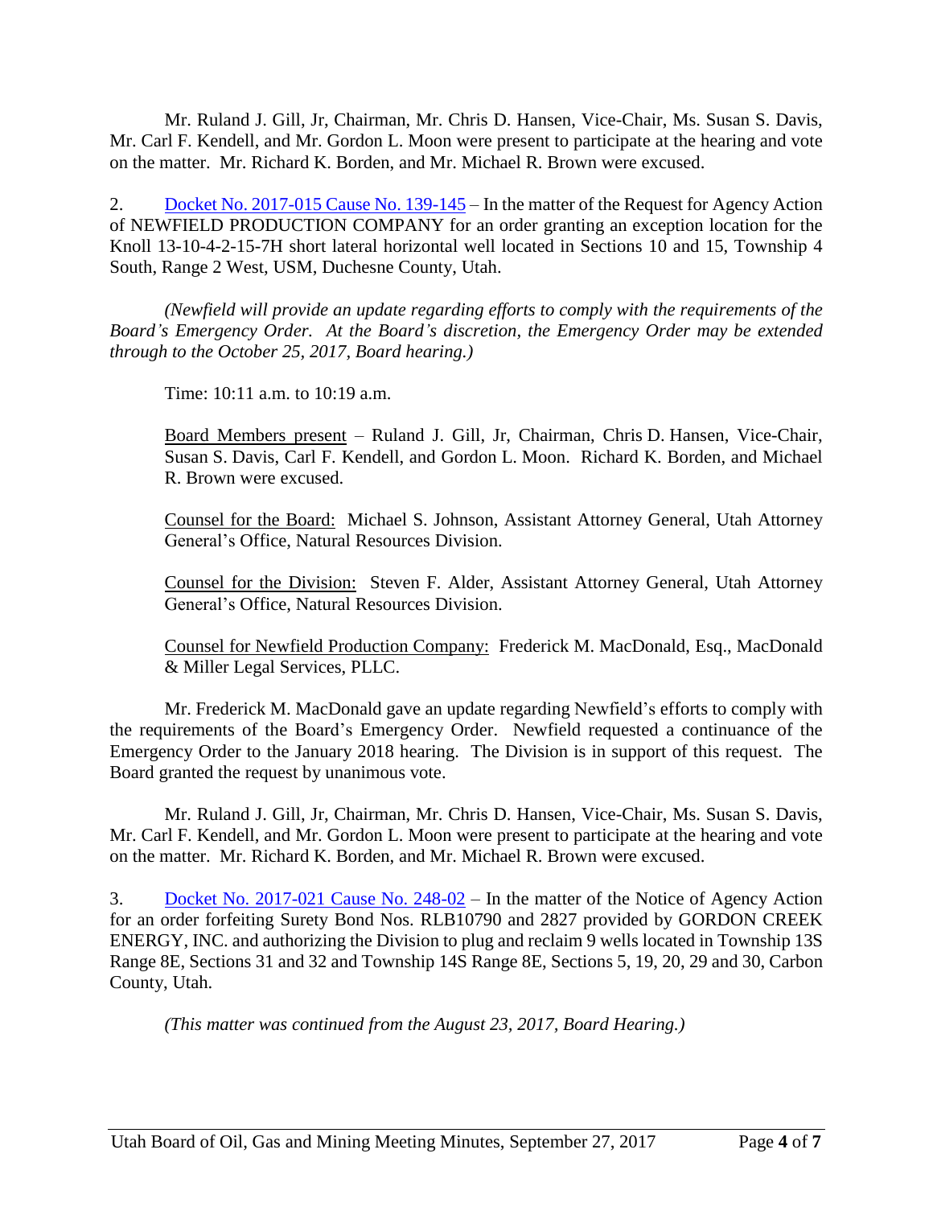Mr. Ruland J. Gill, Jr, Chairman, Mr. Chris D. Hansen, Vice-Chair, Ms. Susan S. Davis, Mr. Carl F. Kendell, and Mr. Gordon L. Moon were present to participate at the hearing and vote on the matter. Mr. Richard K. Borden, and Mr. Michael R. Brown were excused.

2. Docket No. 2017-015 Cause No. 139-145 – In the matter of the Request for Agency Action of NEWFIELD PRODUCTION COMPANY for an order granting an exception location for the Knoll 13-10-4-2-15-7H short lateral horizontal well located in Sections 10 and 15, Township 4 South, Range 2 West, USM, Duchesne County, Utah.

*(Newfield will provide an update regarding efforts to comply with the requirements of the Board's Emergency Order. At the Board's discretion, the Emergency Order may be extended through to the October 25, 2017, Board hearing.)*

Time: 10:11 a.m. to 10:19 a.m.

Board Members present – Ruland J. Gill, Jr, Chairman, Chris D. Hansen, Vice-Chair, Susan S. Davis, Carl F. Kendell, and Gordon L. Moon. Richard K. Borden, and Michael R. Brown were excused.

Counsel for the Board: Michael S. Johnson, Assistant Attorney General, Utah Attorney General's Office, Natural Resources Division.

Counsel for the Division: Steven F. Alder, Assistant Attorney General, Utah Attorney General's Office, Natural Resources Division.

Counsel for Newfield Production Company: Frederick M. MacDonald, Esq., MacDonald & Miller Legal Services, PLLC.

Mr. Frederick M. MacDonald gave an update regarding Newfield's efforts to comply with the requirements of the Board's Emergency Order. Newfield requested a continuance of the Emergency Order to the January 2018 hearing. The Division is in support of this request. The Board granted the request by unanimous vote.

Mr. Ruland J. Gill, Jr, Chairman, Mr. Chris D. Hansen, Vice-Chair, Ms. Susan S. Davis, Mr. Carl F. Kendell, and Mr. Gordon L. Moon were present to participate at the hearing and vote on the matter. Mr. Richard K. Borden, and Mr. Michael R. Brown were excused.

3. Docket No. 2017-021 Cause No. 248-02 – In the matter of the Notice of Agency Action for an order forfeiting Surety Bond Nos. RLB10790 and 2827 provided by GORDON CREEK ENERGY, INC. and authorizing the Division to plug and reclaim 9 wells located in Township 13S Range 8E, Sections 31 and 32 and Township 14S Range 8E, Sections 5, 19, 20, 29 and 30, Carbon County, Utah.

*(This matter was continued from the August 23, 2017, Board Hearing.)*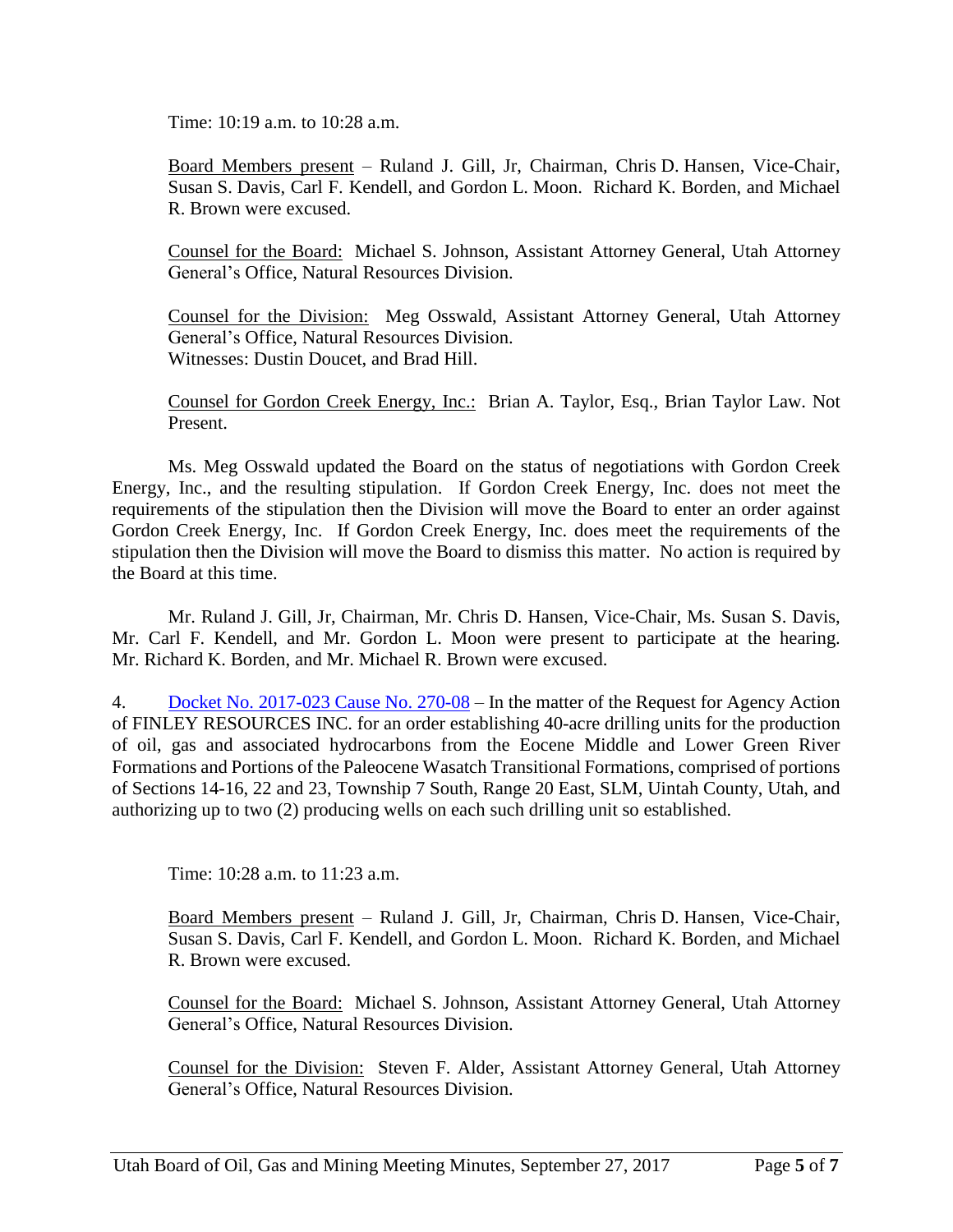Time: 10:19 a.m. to 10:28 a.m.

Board Members present – Ruland J. Gill, Jr, Chairman, Chris D. Hansen, Vice-Chair, Susan S. Davis, Carl F. Kendell, and Gordon L. Moon. Richard K. Borden, and Michael R. Brown were excused.

Counsel for the Board: Michael S. Johnson, Assistant Attorney General, Utah Attorney General's Office, Natural Resources Division.

Counsel for the Division: Meg Osswald, Assistant Attorney General, Utah Attorney General's Office, Natural Resources Division.
Witnesses: Dustin Doucet, and Brad Hill.

Counsel for Gordon Creek Energy, Inc.: Brian A. Taylor, Esq., Brian Taylor Law. Not Present.

Ms. Meg Osswald updated the Board on the status of negotiations with Gordon Creek Energy, Inc., and the resulting stipulation. If Gordon Creek Energy, Inc. does not meet the requirements of the stipulation then the Division will move the Board to enter an order against Gordon Creek Energy, Inc. If Gordon Creek Energy, Inc. does meet the requirements of the stipulation then the Division will move the Board to dismiss this matter. No action is required by the Board at this time.

Mr. Ruland J. Gill, Jr, Chairman, Mr. Chris D. Hansen, Vice-Chair, Ms. Susan S. Davis, Mr. Carl F. Kendell, and Mr. Gordon L. Moon were present to participate at the hearing. Mr. Richard K. Borden, and Mr. Michael R. Brown were excused.

4. Docket No. 2017-023 Cause No. 270-08 – In the matter of the Request for Agency Action of FINLEY RESOURCES INC. for an order establishing 40-acre drilling units for the production of oil, gas and associated hydrocarbons from the Eocene Middle and Lower Green River Formations and Portions of the Paleocene Wasatch Transitional Formations, comprised of portions of Sections 14-16, 22 and 23, Township 7 South, Range 20 East, SLM, Uintah County, Utah, and authorizing up to two (2) producing wells on each such drilling unit so established.

Time: 10:28 a.m. to 11:23 a.m.

Board Members present – Ruland J. Gill, Jr, Chairman, Chris D. Hansen, Vice-Chair, Susan S. Davis, Carl F. Kendell, and Gordon L. Moon. Richard K. Borden, and Michael R. Brown were excused.

Counsel for the Board: Michael S. Johnson, Assistant Attorney General, Utah Attorney General's Office, Natural Resources Division.

Counsel for the Division: Steven F. Alder, Assistant Attorney General, Utah Attorney General's Office, Natural Resources Division.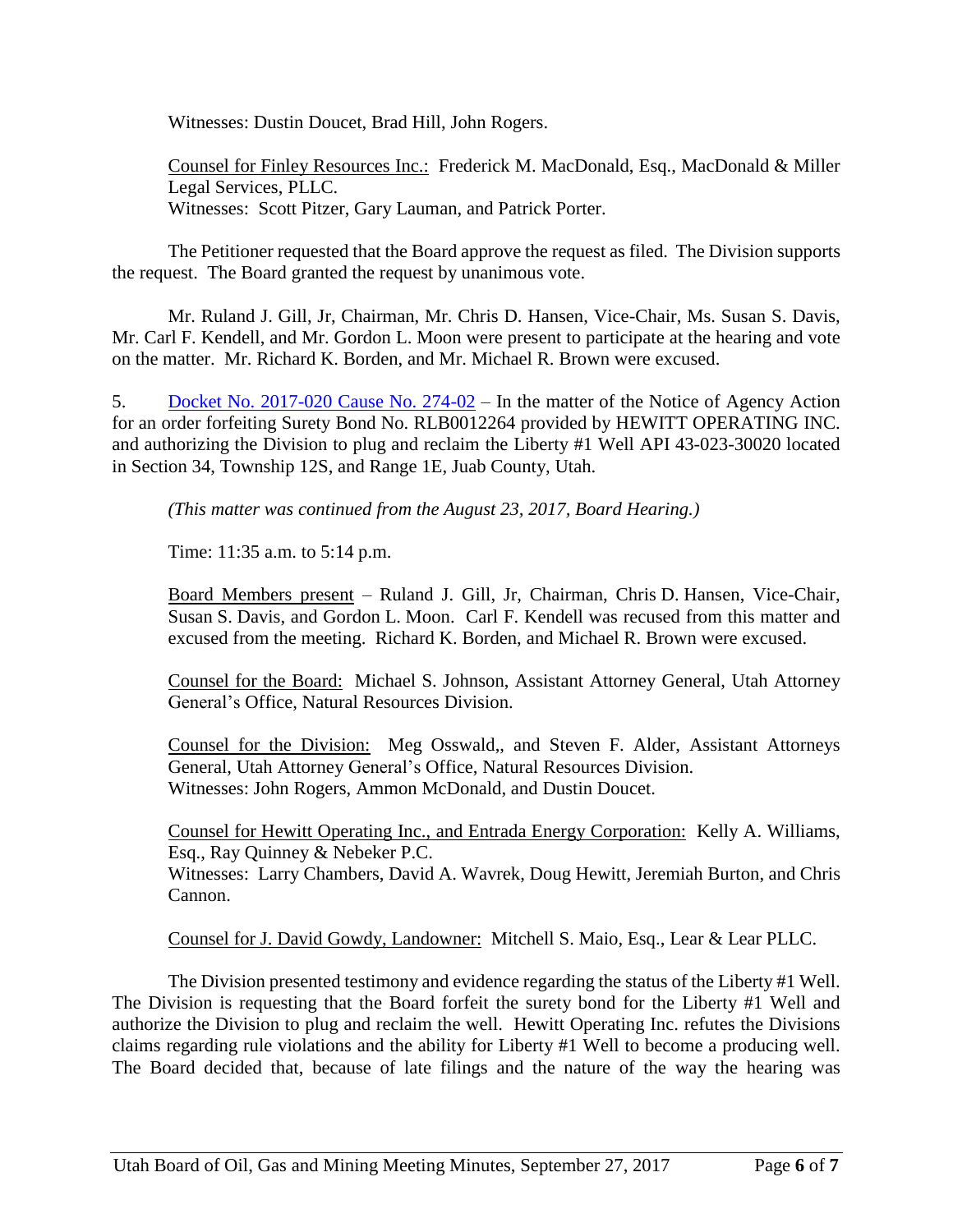Witnesses: Dustin Doucet, Brad Hill, John Rogers.

Counsel for Finley Resources Inc.: Frederick M. MacDonald, Esq., MacDonald & Miller Legal Services, PLLC.
Witnesses: Scott Pitzer, Gary Lauman, and Patrick Porter.

The Petitioner requested that the Board approve the request as filed. The Division supports the request. The Board granted the request by unanimous vote.

Mr. Ruland J. Gill, Jr, Chairman, Mr. Chris D. Hansen, Vice-Chair, Ms. Susan S. Davis, Mr. Carl F. Kendell, and Mr. Gordon L. Moon were present to participate at the hearing and vote on the matter. Mr. Richard K. Borden, and Mr. Michael R. Brown were excused.

5. Docket No. 2017-020 Cause No. 274-02 – In the matter of the Notice of Agency Action for an order forfeiting Surety Bond No. RLB0012264 provided by HEWITT OPERATING INC. and authorizing the Division to plug and reclaim the Liberty #1 Well API 43-023-30020 located in Section 34, Township 12S, and Range 1E, Juab County, Utah.

*(This matter was continued from the August 23, 2017, Board Hearing.)*

Time: 11:35 a.m. to 5:14 p.m.

Board Members present – Ruland J. Gill, Jr, Chairman, Chris D. Hansen, Vice-Chair, Susan S. Davis, and Gordon L. Moon. Carl F. Kendell was recused from this matter and excused from the meeting. Richard K. Borden, and Michael R. Brown were excused.

Counsel for the Board: Michael S. Johnson, Assistant Attorney General, Utah Attorney General's Office, Natural Resources Division.

Counsel for the Division: Meg Osswald,, and Steven F. Alder, Assistant Attorneys General, Utah Attorney General's Office, Natural Resources Division.
Witnesses: John Rogers, Ammon McDonald, and Dustin Doucet.

Counsel for Hewitt Operating Inc., and Entrada Energy Corporation: Kelly A. Williams, Esq., Ray Quinney & Nebeker P.C.
Witnesses: Larry Chambers, David A. Wavrek, Doug Hewitt, Jeremiah Burton, and Chris Cannon.

Counsel for J. David Gowdy, Landowner: Mitchell S. Maio, Esq., Lear & Lear PLLC.

The Division presented testimony and evidence regarding the status of the Liberty #1 Well. The Division is requesting that the Board forfeit the surety bond for the Liberty #1 Well and authorize the Division to plug and reclaim the well. Hewitt Operating Inc. refutes the Divisions claims regarding rule violations and the ability for Liberty #1 Well to become a producing well. The Board decided that, because of late filings and the nature of the way the hearing was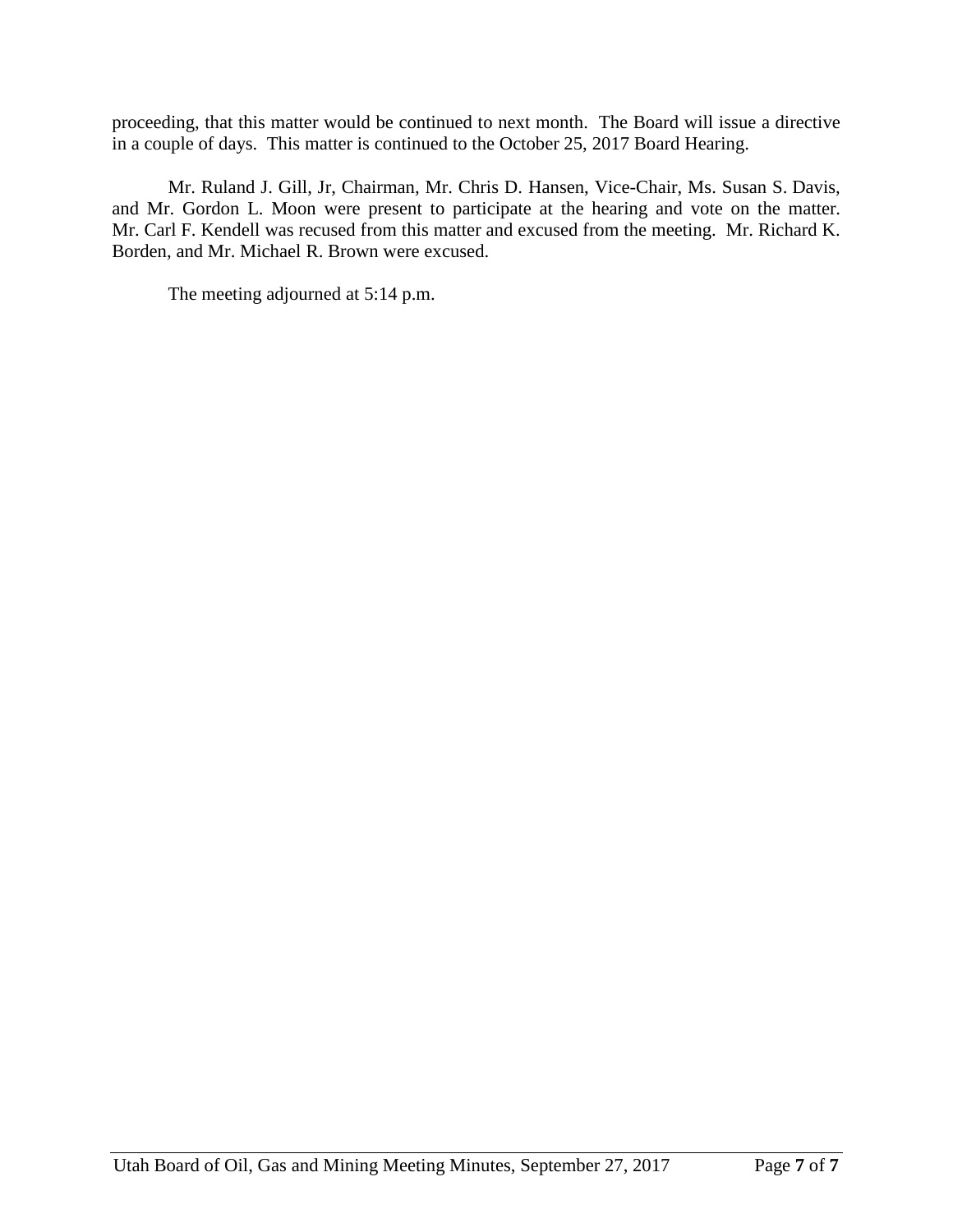proceeding, that this matter would be continued to next month. The Board will issue a directive in a couple of days. This matter is continued to the October 25, 2017 Board Hearing.

Mr. Ruland J. Gill, Jr, Chairman, Mr. Chris D. Hansen, Vice-Chair, Ms. Susan S. Davis, and Mr. Gordon L. Moon were present to participate at the hearing and vote on the matter. Mr. Carl F. Kendell was recused from this matter and excused from the meeting. Mr. Richard K. Borden, and Mr. Michael R. Brown were excused.

The meeting adjourned at 5:14 p.m.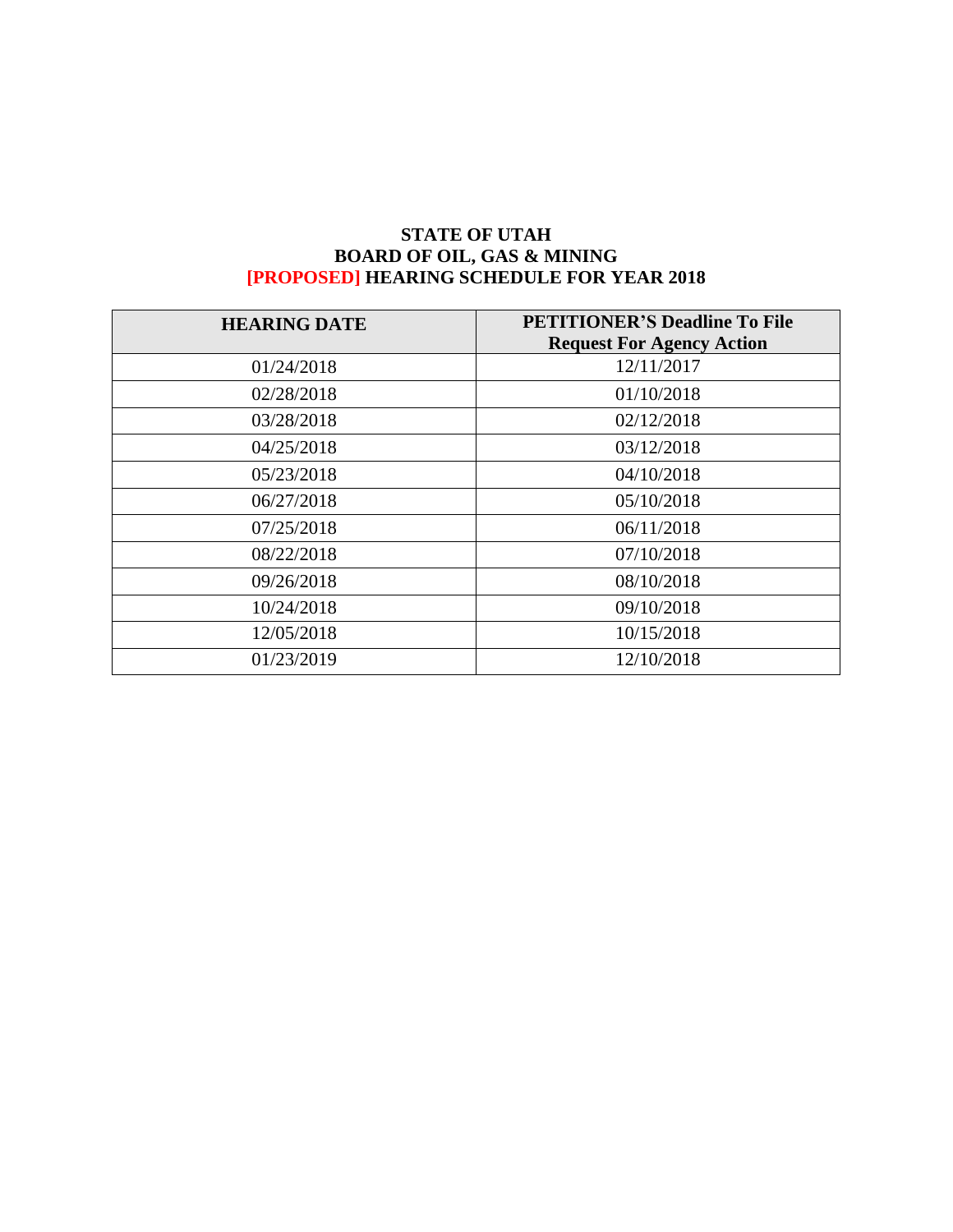**STATE OF UTAH**
**BOARD OF OIL, GAS & MINING**
**[PROPOSED] HEARING SCHEDULE FOR YEAR 2018**

| HEARING DATE | PETITIONER'S Deadline To File Request For Agency Action |
|---|---|
| 01/24/2018 | 12/11/2017 |
| 02/28/2018 | 01/10/2018 |
| 03/28/2018 | 02/12/2018 |
| 04/25/2018 | 03/12/2018 |
| 05/23/2018 | 04/10/2018 |
| 06/27/2018 | 05/10/2018 |
| 07/25/2018 | 06/11/2018 |
| 08/22/2018 | 07/10/2018 |
| 09/26/2018 | 08/10/2018 |
| 10/24/2018 | 09/10/2018 |
| 12/05/2018 | 10/15/2018 |
| 01/23/2019 | 12/10/2018 |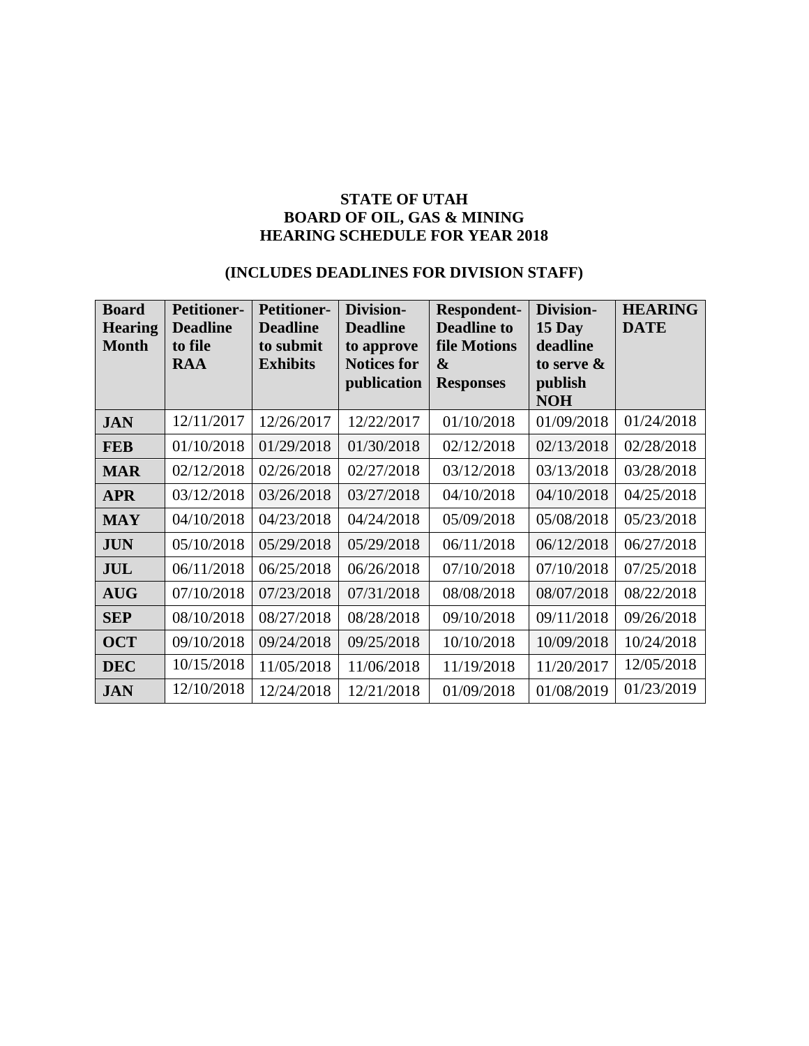**STATE OF UTAH**
**BOARD OF OIL, GAS & MINING**
**HEARING SCHEDULE FOR YEAR 2018**

**(INCLUDES DEADLINES FOR DIVISION STAFF)**

| Board Hearing Month | Petitioner- Deadline to file RAA | Petitioner- Deadline to submit Exhibits | Division- Deadline to approve Notices for publication | Respondent- Deadline to file Motions & Responses | Division- 15 Day deadline to serve & publish NOH | HEARING DATE |
|---|---|---|---|---|---|---|
| **JAN** | 12/11/2017 | 12/26/2017 | 12/22/2017 | 01/10/2018 | 01/09/2018 | 01/24/2018 |
| **FEB** | 01/10/2018 | 01/29/2018 | 01/30/2018 | 02/12/2018 | 02/13/2018 | 02/28/2018 |
| **MAR** | 02/12/2018 | 02/26/2018 | 02/27/2018 | 03/12/2018 | 03/13/2018 | 03/28/2018 |
| **APR** | 03/12/2018 | 03/26/2018 | 03/27/2018 | 04/10/2018 | 04/10/2018 | 04/25/2018 |
| **MAY** | 04/10/2018 | 04/23/2018 | 04/24/2018 | 05/09/2018 | 05/08/2018 | 05/23/2018 |
| **JUN** | 05/10/2018 | 05/29/2018 | 05/29/2018 | 06/11/2018 | 06/12/2018 | 06/27/2018 |
| **JUL** | 06/11/2018 | 06/25/2018 | 06/26/2018 | 07/10/2018 | 07/10/2018 | 07/25/2018 |
| **AUG** | 07/10/2018 | 07/23/2018 | 07/31/2018 | 08/08/2018 | 08/07/2018 | 08/22/2018 |
| **SEP** | 08/10/2018 | 08/27/2018 | 08/28/2018 | 09/10/2018 | 09/11/2018 | 09/26/2018 |
| **OCT** | 09/10/2018 | 09/24/2018 | 09/25/2018 | 10/10/2018 | 10/09/2018 | 10/24/2018 |
| **DEC** | 10/15/2018 | 11/05/2018 | 11/06/2018 | 11/19/2018 | 11/20/2017 | 12/05/2018 |
| **JAN** | 12/10/2018 | 12/24/2018 | 12/21/2018 | 01/09/2018 | 01/08/2019 | 01/23/2019 |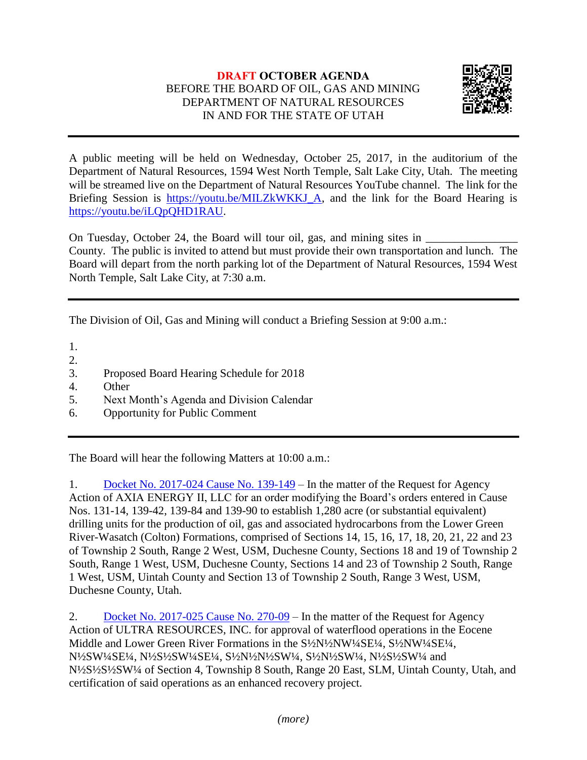**DRAFT OCTOBER AGENDA**
BEFORE THE BOARD OF OIL, GAS AND MINING
DEPARTMENT OF NATURAL RESOURCES
IN AND FOR THE STATE OF UTAH

---

A public meeting will be held on Wednesday, October 25, 2017, in the auditorium of the Department of Natural Resources, 1594 West North Temple, Salt Lake City, Utah. The meeting will be streamed live on the Department of Natural Resources YouTube channel. The link for the Briefing Session is https://youtu.be/MILZkWKKJ_A, and the link for the Board Hearing is https://youtu.be/iLQpQHD1RAU.

On Tuesday, October 24, the Board will tour oil, gas, and mining sites in ________________ County. The public is invited to attend but must provide their own transportation and lunch. The Board will depart from the north parking lot of the Department of Natural Resources, 1594 West North Temple, Salt Lake City, at 7:30 a.m.

---

The Division of Oil, Gas and Mining will conduct a Briefing Session at 9:00 a.m.:

1.
2.
3. Proposed Board Hearing Schedule for 2018
4. Other
5. Next Month's Agenda and Division Calendar
6. Opportunity for Public Comment

---

The Board will hear the following Matters at 10:00 a.m.:

1. Docket No. 2017-024 Cause No. 139-149 – In the matter of the Request for Agency Action of AXIA ENERGY II, LLC for an order modifying the Board's orders entered in Cause Nos. 131-14, 139-42, 139-84 and 139-90 to establish 1,280 acre (or substantial equivalent) drilling units for the production of oil, gas and associated hydrocarbons from the Lower Green River-Wasatch (Colton) Formations, comprised of Sections 14, 15, 16, 17, 18, 20, 21, 22 and 23 of Township 2 South, Range 2 West, USM, Duchesne County, Sections 18 and 19 of Township 2 South, Range 1 West, USM, Duchesne County, Sections 14 and 23 of Township 2 South, Range 1 West, USM, Uintah County and Section 13 of Township 2 South, Range 3 West, USM, Duchesne County, Utah.

2. Docket No. 2017-025 Cause No. 270-09 – In the matter of the Request for Agency Action of ULTRA RESOURCES, INC. for approval of waterflood operations in the Eocene Middle and Lower Green River Formations in the S½N½NW¼SE¼, S½NW¼SE¼, N½SW¼SE¼, N½S½SW¼SE¼, S½N½N½SW¼, S½N½SW¼, N½S½SW¼ and N½S½S½SW¼ of Section 4, Township 8 South, Range 20 East, SLM, Uintah County, Utah, and certification of said operations as an enhanced recovery project.

*(more)*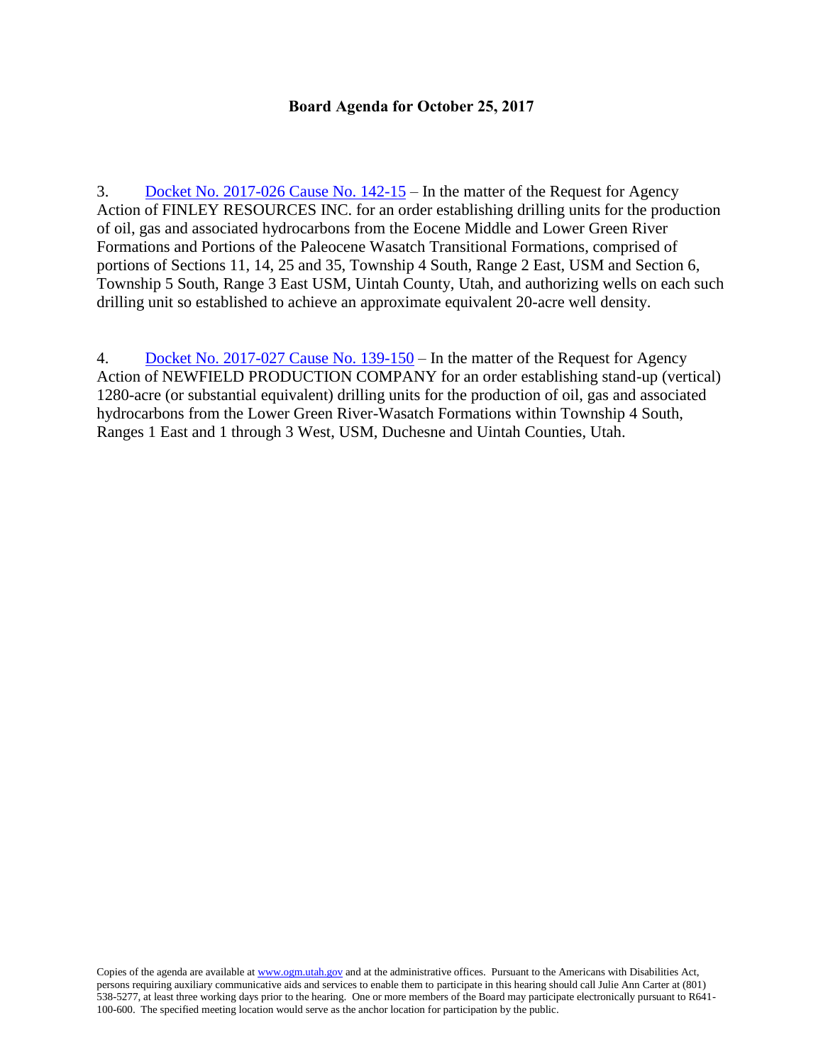**Board Agenda for October 25, 2017**

3. [Docket No. 2017-026 Cause No. 142-15](#) – In the matter of the Request for Agency Action of FINLEY RESOURCES INC. for an order establishing drilling units for the production of oil, gas and associated hydrocarbons from the Eocene Middle and Lower Green River Formations and Portions of the Paleocene Wasatch Transitional Formations, comprised of portions of Sections 11, 14, 25 and 35, Township 4 South, Range 2 East, USM and Section 6, Township 5 South, Range 3 East USM, Uintah County, Utah, and authorizing wells on each such drilling unit so established to achieve an approximate equivalent 20-acre well density.

4. [Docket No. 2017-027 Cause No. 139-150](#) – In the matter of the Request for Agency Action of NEWFIELD PRODUCTION COMPANY for an order establishing stand-up (vertical) 1280-acre (or substantial equivalent) drilling units for the production of oil, gas and associated hydrocarbons from the Lower Green River-Wasatch Formations within Township 4 South, Ranges 1 East and 1 through 3 West, USM, Duchesne and Uintah Counties, Utah.

Copies of the agenda are available at [www.ogm.utah.gov](http://www.ogm.utah.gov) and at the administrative offices. Pursuant to the Americans with Disabilities Act, persons requiring auxiliary communicative aids and services to enable them to participate in this hearing should call Julie Ann Carter at (801) 538-5277, at least three working days prior to the hearing. One or more members of the Board may participate electronically pursuant to R641-100-600. The specified meeting location would serve as the anchor location for participation by the public.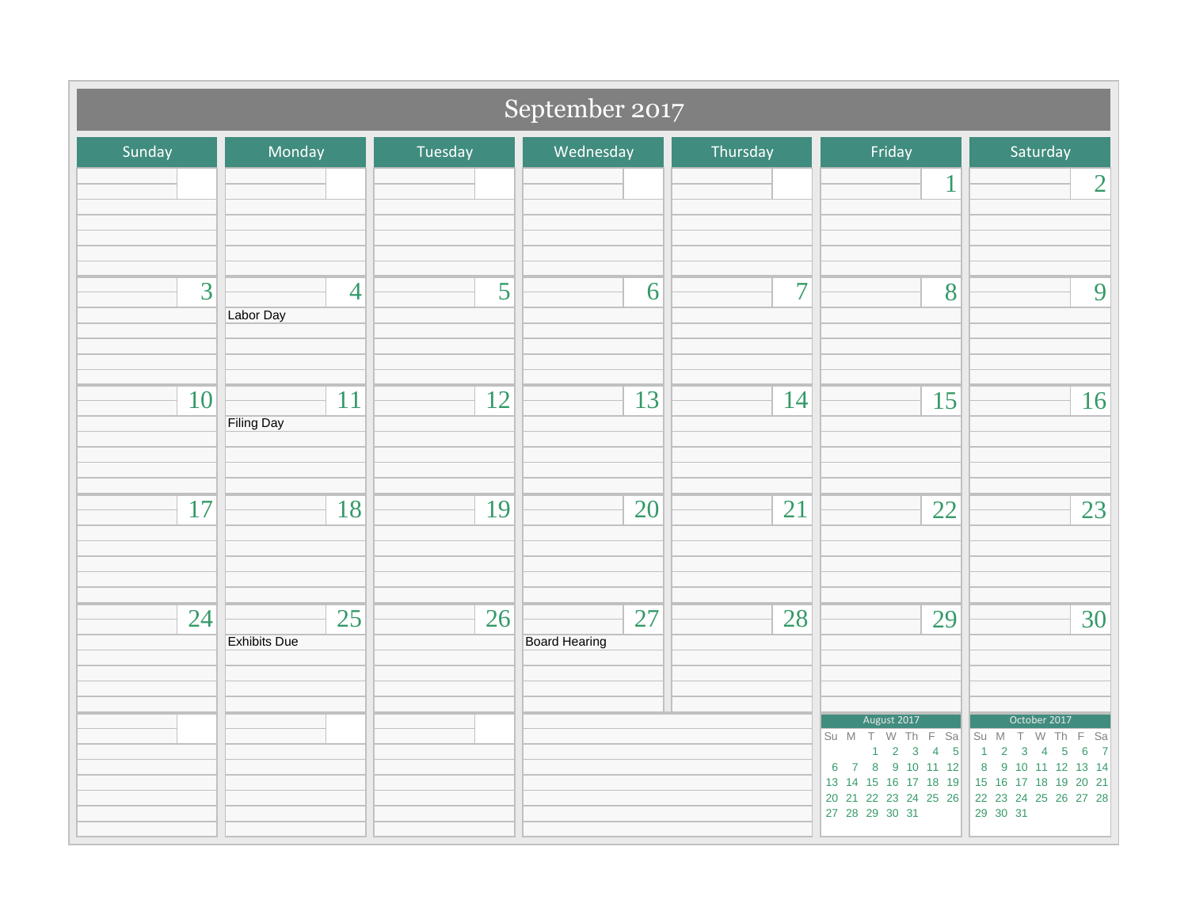# September 2017

| Sunday | Monday | Tuesday | Wednesday | Thursday | Friday | Saturday |
|---|---|---|---|---|---|---|
| | | | | | 1 | 2 |
| 3 | 4 Labor Day | 5 | 6 | 7 | 8 | 9 |
| 10 | 11 Filing Day | 12 | 13 | 14 | 15 | 16 |
| 17 | 18 | 19 | 20 | 21 | 22 | 23 |
| 24 | 25 Exhibits Due | 26 | 27 Board Hearing | 28 | 29 | 30 |

**August 2017**

| Su | M | T | W | Th | F | Sa |
|---|---|---|---|---|---|---|
| | | 1 | 2 | 3 | 4 | 5 |
| 6 | 7 | 8 | 9 | 10 | 11 | 12 |
| 13 | 14 | 15 | 16 | 17 | 18 | 19 |
| 20 | 21 | 22 | 23 | 24 | 25 | 26 |
| 27 | 28 | 29 | 30 | 31 | | |

**October 2017**

| Su | M | T | W | Th | F | Sa |
|---|---|---|---|---|---|---|
| 1 | 2 | 3 | 4 | 5 | 6 | 7 |
| 8 | 9 | 10 | 11 | 12 | 13 | 14 |
| 15 | 16 | 17 | 18 | 19 | 20 | 21 |
| 22 | 23 | 24 | 25 | 26 | 27 | 28 |
| 29 | 30 | 31 | | | | |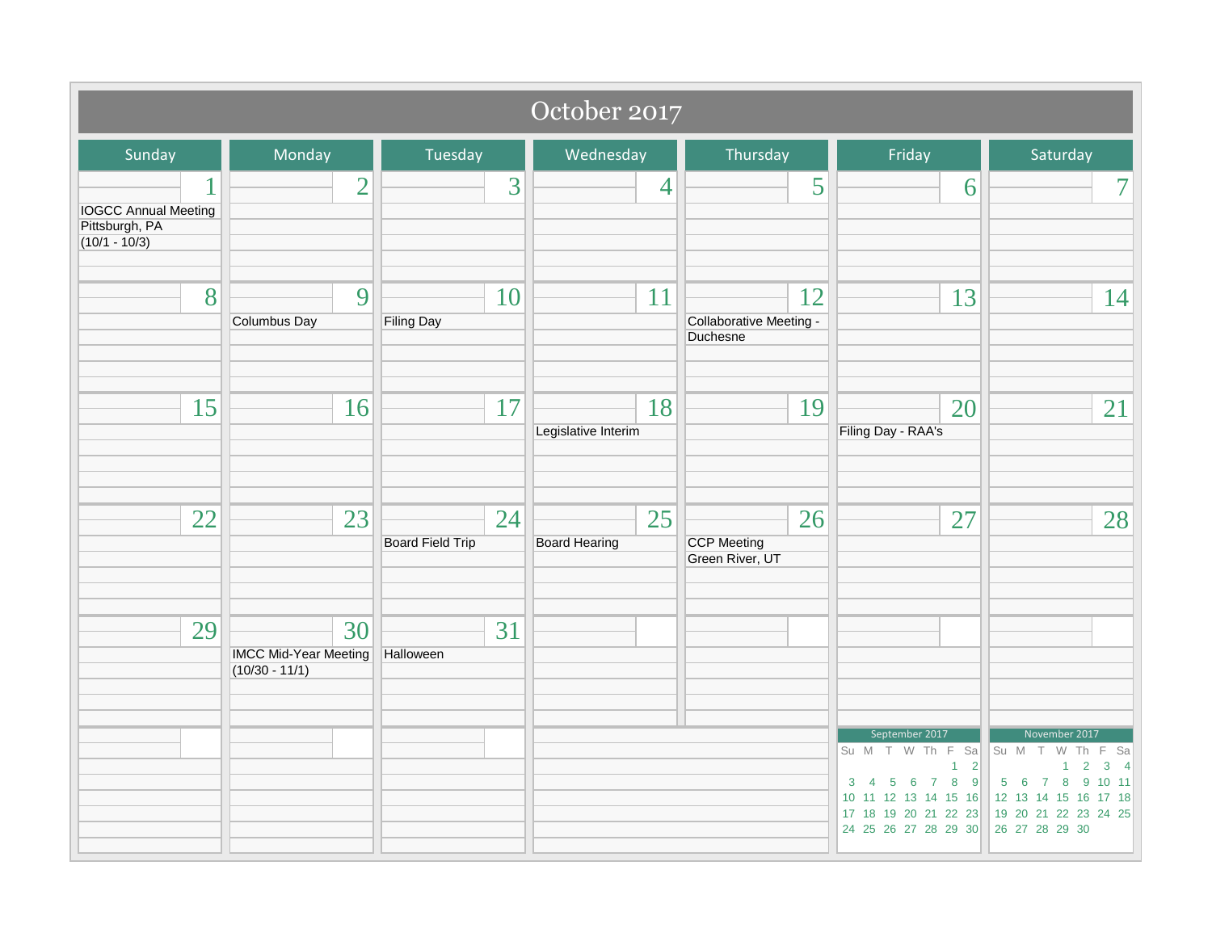# October 2017

| Sunday | Monday | Tuesday | Wednesday | Thursday | Friday | Saturday |
|---|---|---|---|---|---|---|
| 1<br>IOGCC Annual Meeting<br>Pittsburgh, PA<br>(10/1 - 10/3) | 2 | 3 | 4 | 5 | 6 | 7 |
| 8 | 9<br>Columbus Day | 10<br>Filing Day | 11 | 12<br>Collaborative Meeting - Duchesne | 13 | 14 |
| 15 | 16 | 17 | 18<br>Legislative Interim | 19 | 20<br>Filing Day - RAA's | 21 |
| 22 | 23 | 24<br>Board Field Trip | 25<br>Board Hearing | 26<br>CCP Meeting<br>Green River, UT | 27 | 28 |
| 29 | 30<br>IMCC Mid-Year Meeting<br>(10/30 - 11/1) | 31<br>Halloween | | | | |

**September 2017**

| Su | M | T | W | Th | F | Sa |
|---|---|---|---|---|---|---|
| | | | | | 1 | 2 |
| 3 | 4 | 5 | 6 | 7 | 8 | 9 |
| 10 | 11 | 12 | 13 | 14 | 15 | 16 |
| 17 | 18 | 19 | 20 | 21 | 22 | 23 |
| 24 | 25 | 26 | 27 | 28 | 29 | 30 |

**November 2017**

| Su | M | T | W | Th | F | Sa |
|---|---|---|---|---|---|---|
| | | | 1 | 2 | 3 | 4 |
| 5 | 6 | 7 | 8 | 9 | 10 | 11 |
| 12 | 13 | 14 | 15 | 16 | 17 | 18 |
| 19 | 20 | 21 | 22 | 23 | 24 | 25 |
| 26 | 27 | 28 | 29 | 30 | | |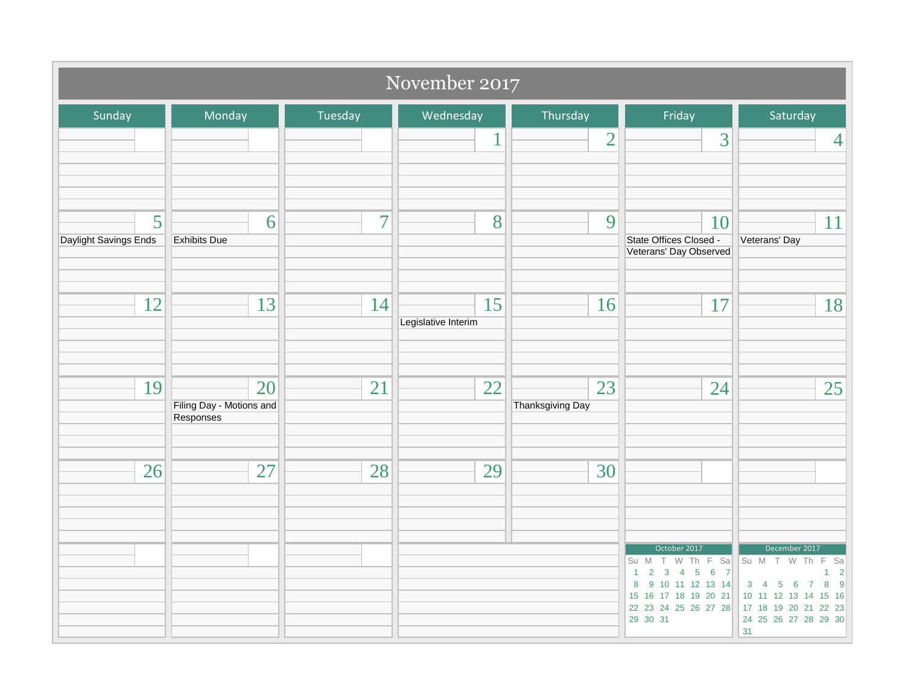# November 2017

| Sunday | Monday | Tuesday | Wednesday | Thursday | Friday | Saturday |
|---|---|---|---|---|---|---|
| | | | 1 | 2 | 3 | 4 |
| 5<br>Daylight Savings Ends | 6<br>Exhibits Due | 7 | 8 | 9 | 10<br>State Offices Closed - Veterans' Day Observed | 11<br>Veterans' Day |
| 12 | 13 | 14 | 15<br>Legislative Interim | 16 | 17 | 18 |
| 19 | 20<br>Filing Day - Motions and Responses | 21 | 22 | 23<br>Thanksgiving Day | 24 | 25 |
| 26 | 27 | 28 | 29 | 30 | | |

**October 2017**

| Su | M | T | W | Th | F | Sa |
|---|---|---|---|---|---|---|
| 1 | 2 | 3 | 4 | 5 | 6 | 7 |
| 8 | 9 | 10 | 11 | 12 | 13 | 14 |
| 15 | 16 | 17 | 18 | 19 | 20 | 21 |
| 22 | 23 | 24 | 25 | 26 | 27 | 28 |
| 29 | 30 | 31 | | | | |

**December 2017**

| Su | M | T | W | Th | F | Sa |
|---|---|---|---|---|---|---|
| | | | | | 1 | 2 |
| 3 | 4 | 5 | 6 | 7 | 8 | 9 |
| 10 | 11 | 12 | 13 | 14 | 15 | 16 |
| 17 | 18 | 19 | 20 | 21 | 22 | 23 |
| 24 | 25 | 26 | 27 | 28 | 29 | 30 |
| 31 | | | | | | |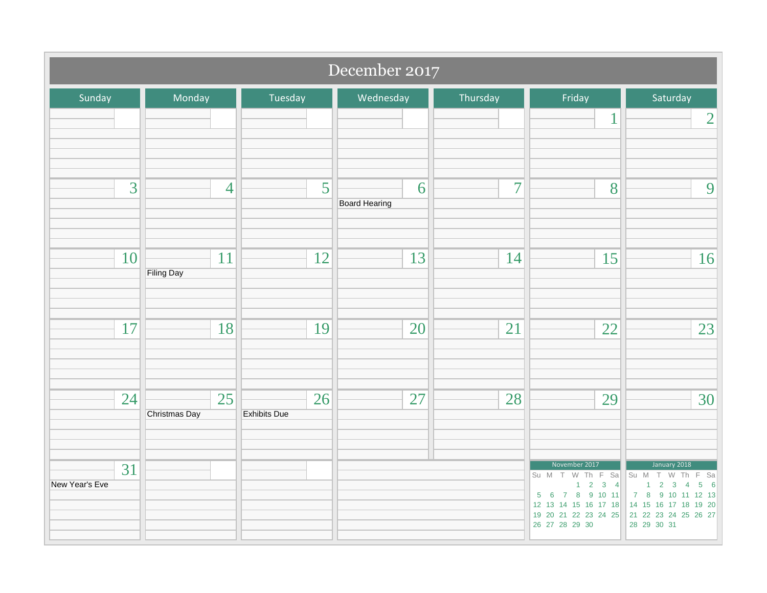# December 2017

| Sunday | Monday | Tuesday | Wednesday | Thursday | Friday | Saturday |
|---|---|---|---|---|---|---|
| | | | | | 1 | 2 |
| 3 | 4 | 5 | 6 Board Hearing | 7 | 8 | 9 |
| 10 | 11 Filing Day | 12 | 13 | 14 | 15 | 16 |
| 17 | 18 | 19 | 20 | 21 | 22 | 23 |
| 24 | 25 Christmas Day | 26 Exhibits Due | 27 | 28 | 29 | 30 |
| 31 New Year's Eve | | | | | | |

**November 2017**

| Su | M | T | W | Th | F | Sa |
|---|---|---|---|---|---|---|
| | | | 1 | 2 | 3 | 4 |
| 5 | 6 | 7 | 8 | 9 | 10 | 11 |
| 12 | 13 | 14 | 15 | 16 | 17 | 18 |
| 19 | 20 | 21 | 22 | 23 | 24 | 25 |
| 26 | 27 | 28 | 29 | 30 | | |

**January 2018**

| Su | M | T | W | Th | F | Sa |
|---|---|---|---|---|---|---|
| | 1 | 2 | 3 | 4 | 5 | 6 |
| 7 | 8 | 9 | 10 | 11 | 12 | 13 |
| 14 | 15 | 16 | 17 | 18 | 19 | 20 |
| 21 | 22 | 23 | 24 | 25 | 26 | 27 |
| 28 | 29 | 30 | 31 | | | |